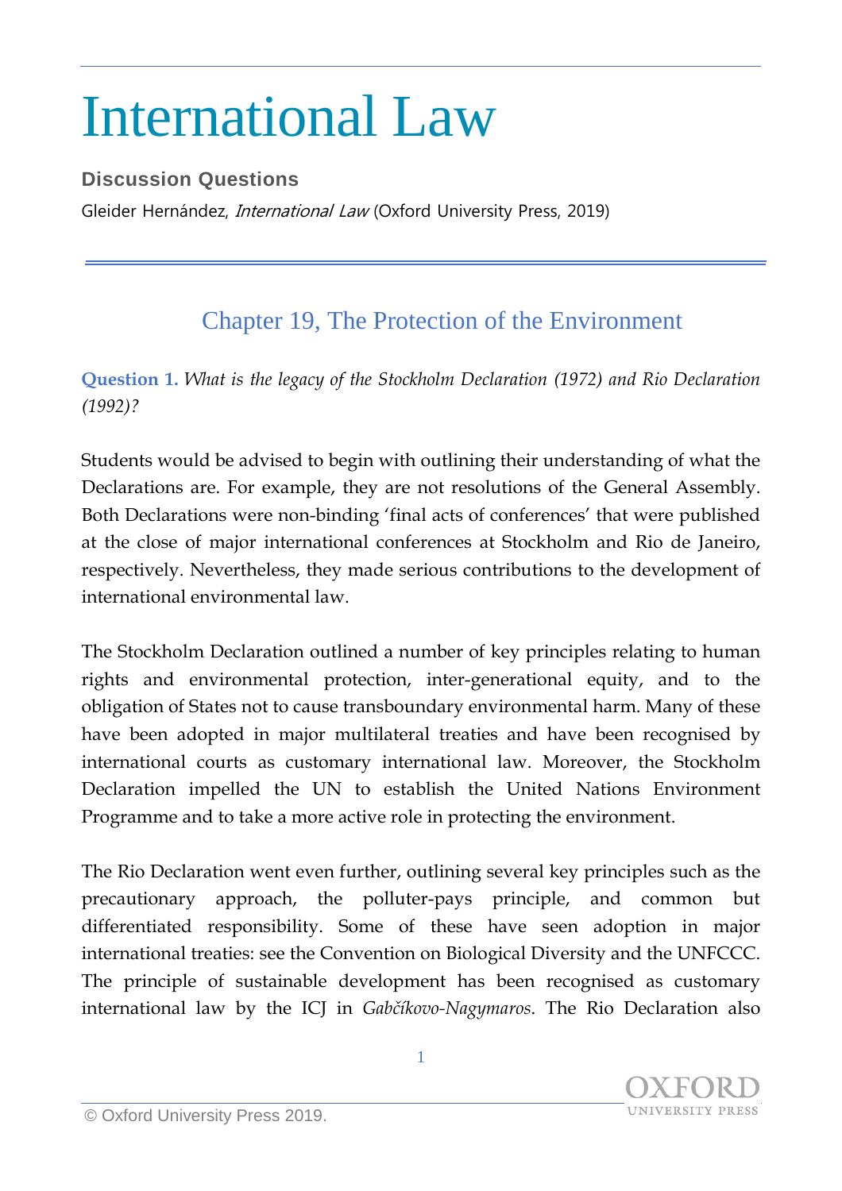# International Law

**Discussion Questions**

Gleider Hernández, *International Law* (Oxford University Press, 2019)

## Chapter 19, The Protection of the Environment

**Question 1.** *What is the legacy of the Stockholm Declaration (1972) and Rio Declaration (1992)?*

Students would be advised to begin with outlining their understanding of what the Declarations are. For example, they are not resolutions of the General Assembly. Both Declarations were non-binding 'final acts of conferences' that were published at the close of major international conferences at Stockholm and Rio de Janeiro, respectively. Nevertheless, they made serious contributions to the development of international environmental law.

The Stockholm Declaration outlined a number of key principles relating to human rights and environmental protection, inter-generational equity, and to the obligation of States not to cause transboundary environmental harm. Many of these have been adopted in major multilateral treaties and have been recognised by international courts as customary international law. Moreover, the Stockholm Declaration impelled the UN to establish the United Nations Environment Programme and to take a more active role in protecting the environment.

The Rio Declaration went even further, outlining several key principles such as the precautionary approach, the polluter-pays principle, and common but differentiated responsibility. Some of these have seen adoption in major international treaties: see the Convention on Biological Diversity and the UNFCCC. The principle of sustainable development has been recognised as customary international law by the ICJ in *Gabčíkovo-Nagymaros*. The Rio Declaration also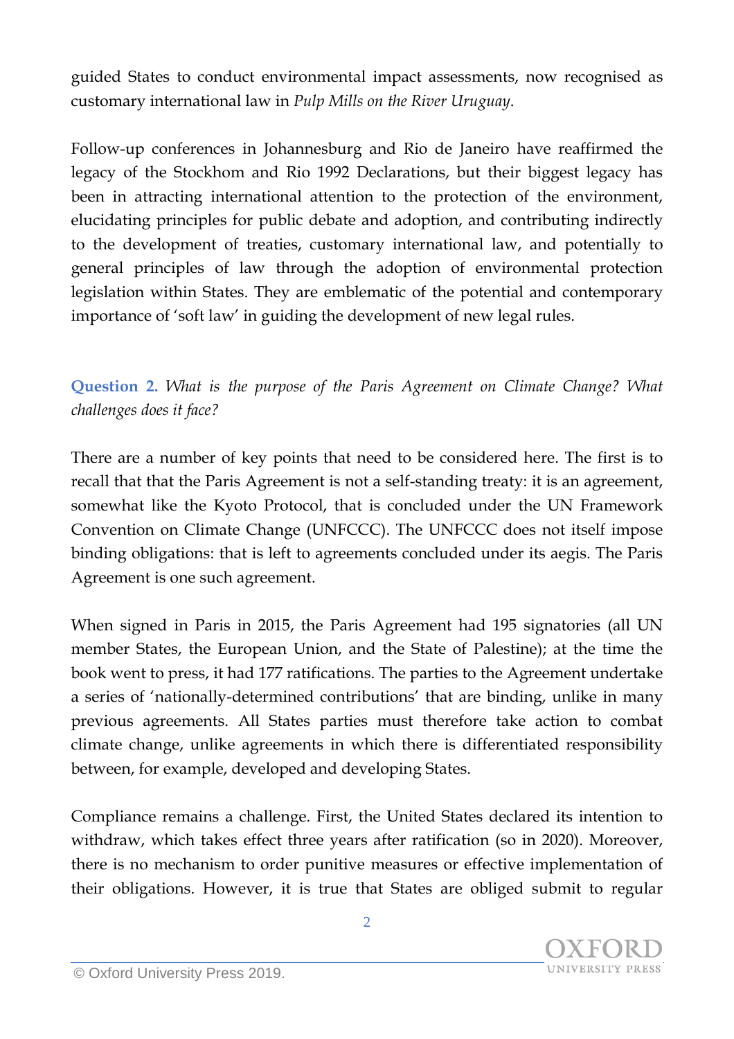guided States to conduct environmental impact assessments, now recognised as customary international law in *Pulp Mills on the River Uruguay*.

Follow-up conferences in Johannesburg and Rio de Janeiro have reaffirmed the legacy of the Stockhom and Rio 1992 Declarations, but their biggest legacy has been in attracting international attention to the protection of the environment, elucidating principles for public debate and adoption, and contributing indirectly to the development of treaties, customary international law, and potentially to general principles of law through the adoption of environmental protection legislation within States. They are emblematic of the potential and contemporary importance of 'soft law' in guiding the development of new legal rules.

**Question 2.** *What is the purpose of the Paris Agreement on Climate Change? What challenges does it face?*

There are a number of key points that need to be considered here. The first is to recall that that the Paris Agreement is not a self-standing treaty: it is an agreement, somewhat like the Kyoto Protocol, that is concluded under the UN Framework Convention on Climate Change (UNFCCC). The UNFCCC does not itself impose binding obligations: that is left to agreements concluded under its aegis. The Paris Agreement is one such agreement.

When signed in Paris in 2015, the Paris Agreement had 195 signatories (all UN member States, the European Union, and the State of Palestine); at the time the book went to press, it had 177 ratifications. The parties to the Agreement undertake a series of 'nationally-determined contributions' that are binding, unlike in many previous agreements. All States parties must therefore take action to combat climate change, unlike agreements in which there is differentiated responsibility between, for example, developed and developing States.

Compliance remains a challenge. First, the United States declared its intention to withdraw, which takes effect three years after ratification (so in 2020). Moreover, there is no mechanism to order punitive measures or effective implementation of their obligations. However, it is true that States are obliged submit to regular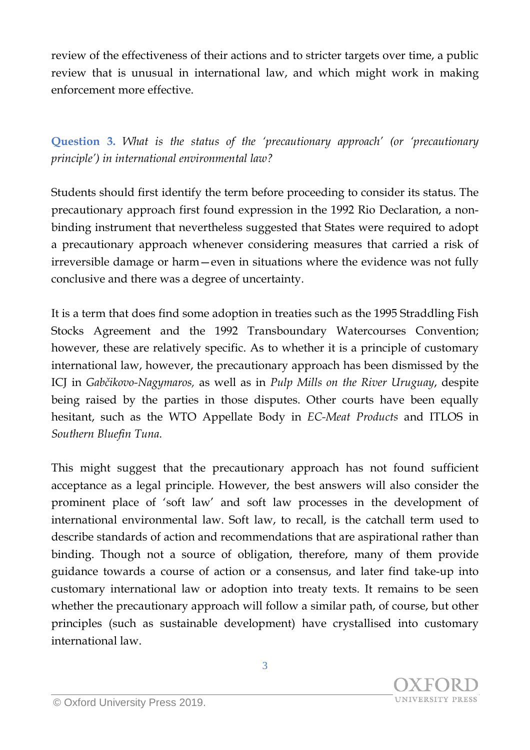review of the effectiveness of their actions and to stricter targets over time, a public review that is unusual in international law, and which might work in making enforcement more effective.

**Question 3.** *What is the status of the 'precautionary approach' (or 'precautionary principle') in international environmental law?*

Students should first identify the term before proceeding to consider its status. The precautionary approach first found expression in the 1992 Rio Declaration, a non-binding instrument that nevertheless suggested that States were required to adopt a precautionary approach whenever considering measures that carried a risk of irreversible damage or harm—even in situations where the evidence was not fully conclusive and there was a degree of uncertainty.

It is a term that does find some adoption in treaties such as the 1995 Straddling Fish Stocks Agreement and the 1992 Transboundary Watercourses Convention; however, these are relatively specific. As to whether it is a principle of customary international law, however, the precautionary approach has been dismissed by the ICJ in *Gabčikovo-Nagymaros,* as well as in *Pulp Mills on the River Uruguay*, despite being raised by the parties in those disputes. Other courts have been equally hesitant, such as the WTO Appellate Body in *EC-Meat Products* and ITLOS in *Southern Bluefin Tuna.*

This might suggest that the precautionary approach has not found sufficient acceptance as a legal principle. However, the best answers will also consider the prominent place of 'soft law' and soft law processes in the development of international environmental law. Soft law, to recall, is the catchall term used to describe standards of action and recommendations that are aspirational rather than binding. Though not a source of obligation, therefore, many of them provide guidance towards a course of action or a consensus, and later find take-up into customary international law or adoption into treaty texts. It remains to be seen whether the precautionary approach will follow a similar path, of course, but other principles (such as sustainable development) have crystallised into customary international law.

© Oxford University Press 2019.